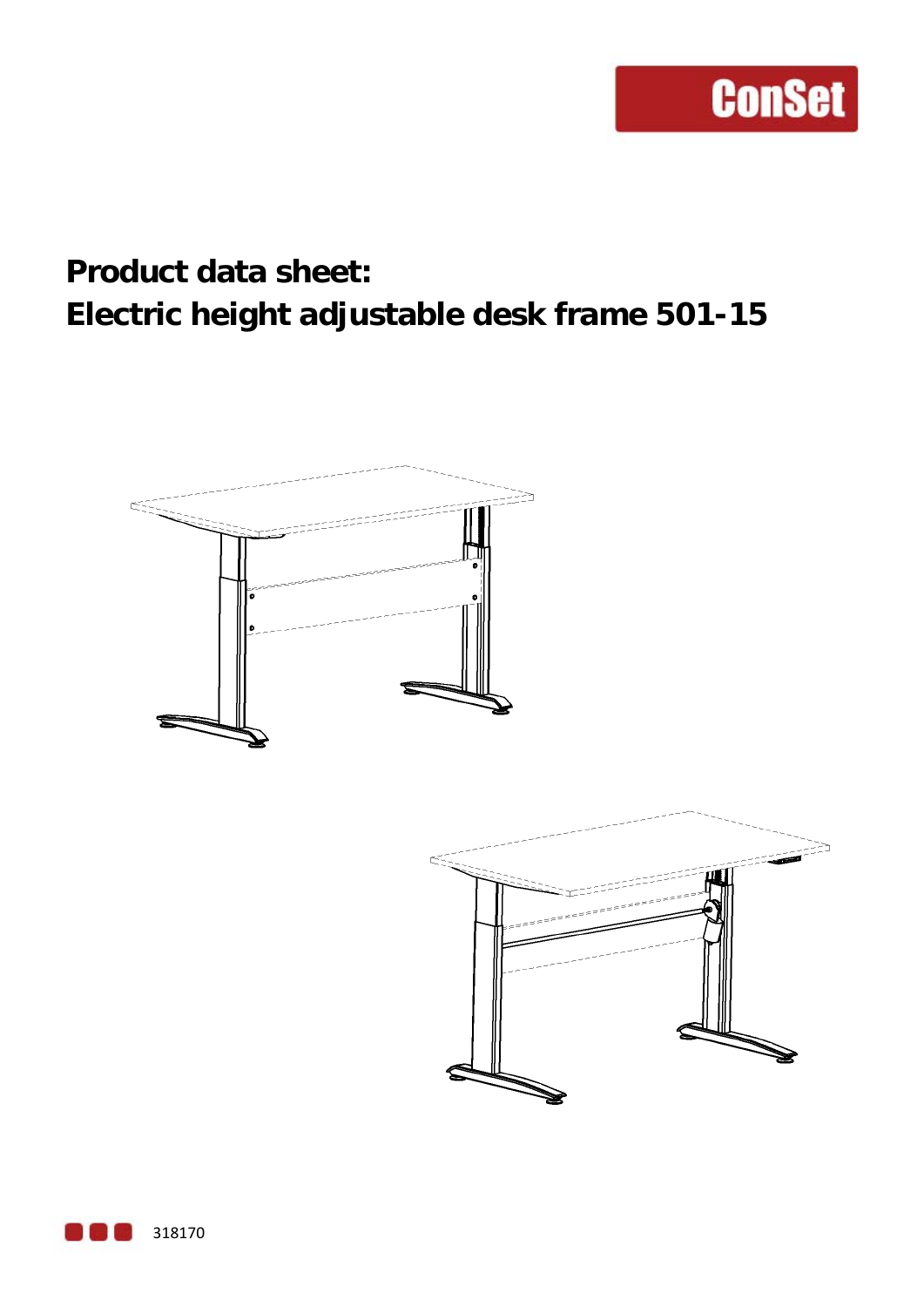ConSet

# Product data sheet:
# Electric height adjustable desk frame 501-15

318170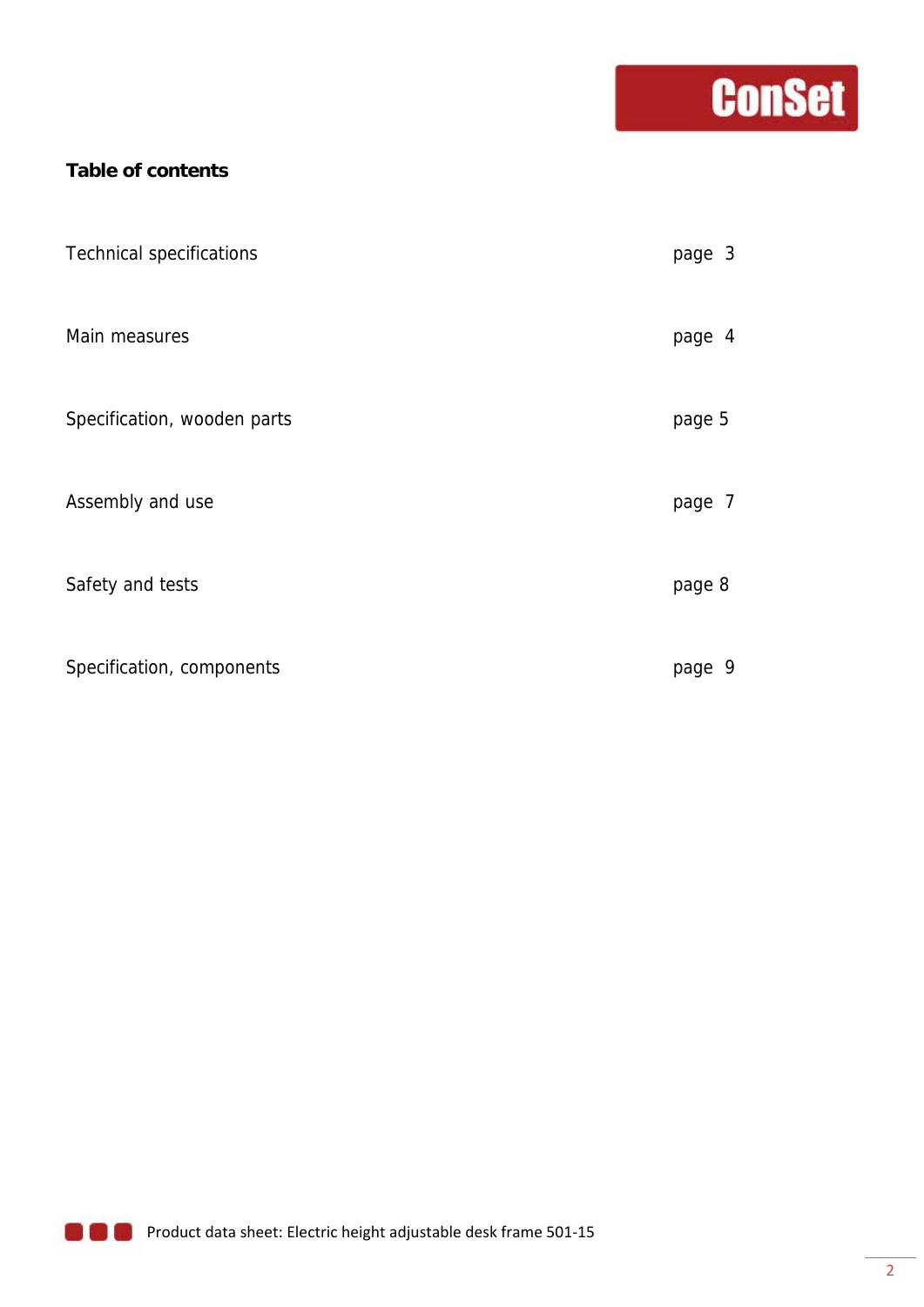**Table of contents**

| | |
|---|---|
| Technical specifications | page 3 |
| Main measures | page 4 |
| Specification, wooden parts | page 5 |
| Assembly and use | page 7 |
| Safety and tests | page 8 |
| Specification, components | page 9 |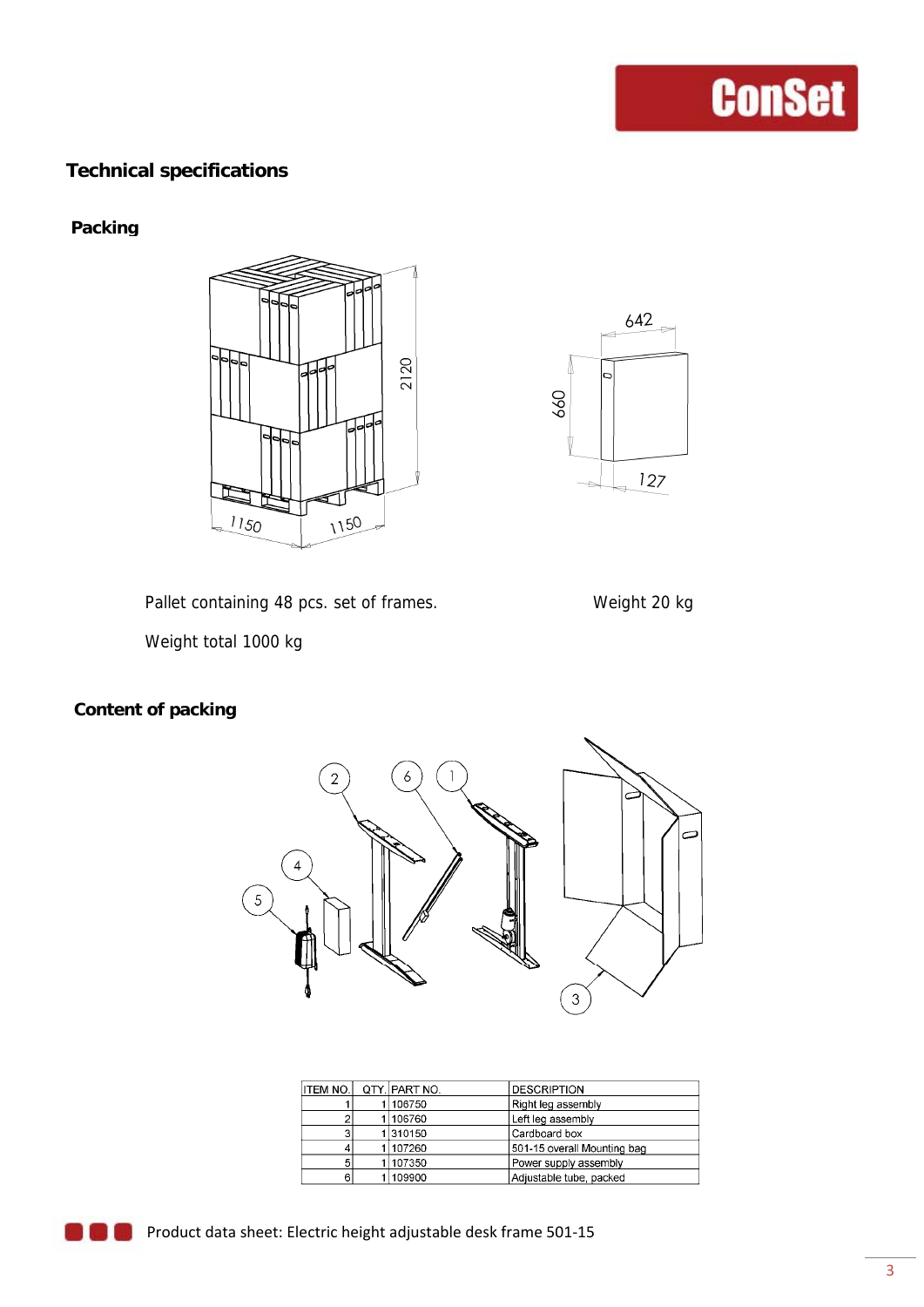## Technical specifications

### Packing

Pallet containing 48 pcs. set of frames.

Weight total 1000 kg

Weight 20 kg

### Content of packing

| ITEM NO. | QTY. | PART NO. | DESCRIPTION |
|---|---|---|---|
| 1 | 1 | 106750 | Right leg assembly |
| 2 | 1 | 106760 | Left leg assembly |
| 3 | 1 | 310150 | Cardboard box |
| 4 | 1 | 107260 | 501-15 overall Mounting bag |
| 5 | 1 | 107350 | Power supply assembly |
| 6 | 1 | 109900 | Adjustable tube, packed |

Product data sheet: Electric height adjustable desk frame 501-15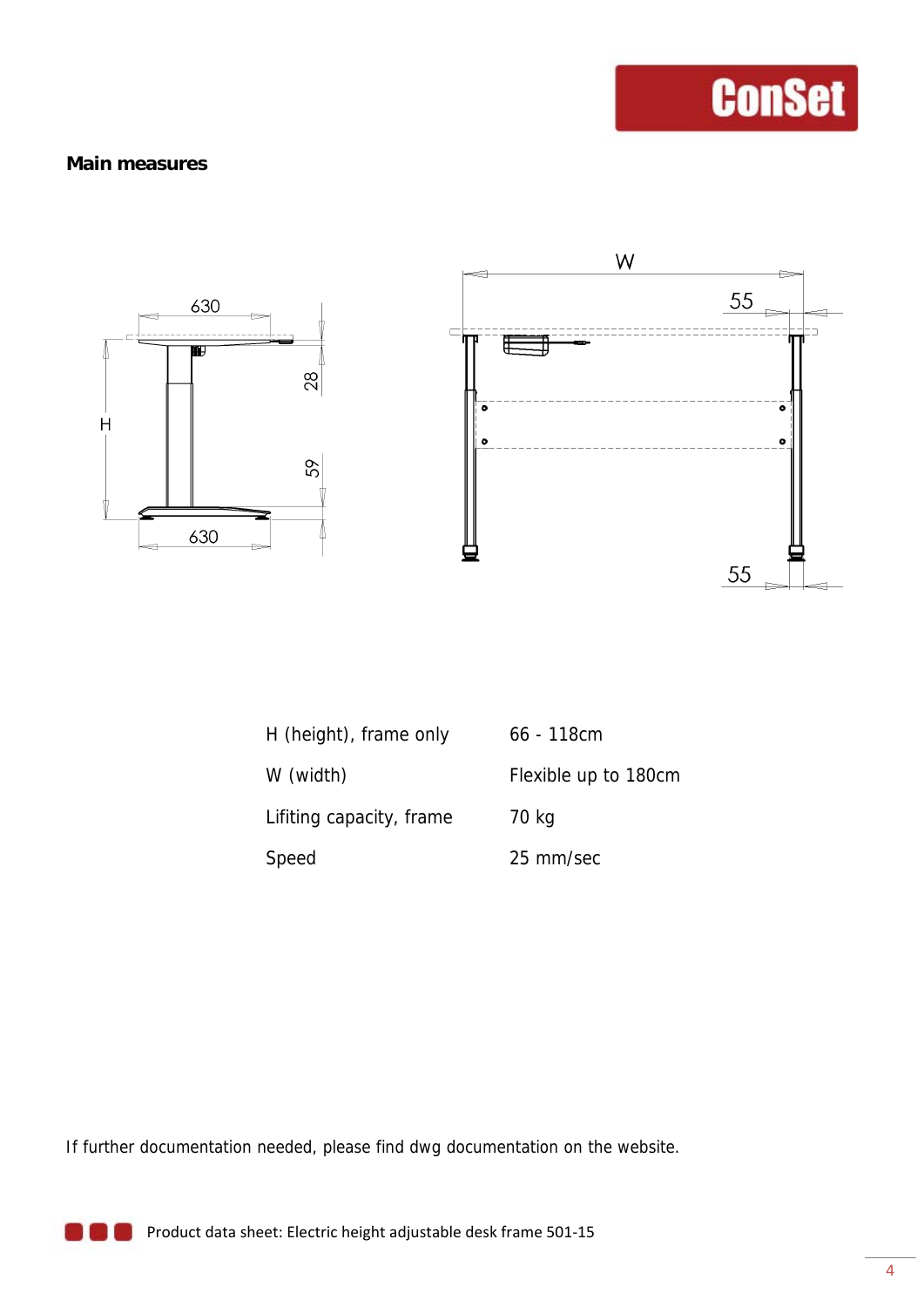## Main measures

| H (height), frame only | 66 - 118cm |
|---|---|
| W (width) | Flexible up to 180cm |
| Lifiting capacity, frame | 70 kg |
| Speed | 25 mm/sec |

If further documentation needed, please find dwg documentation on the website.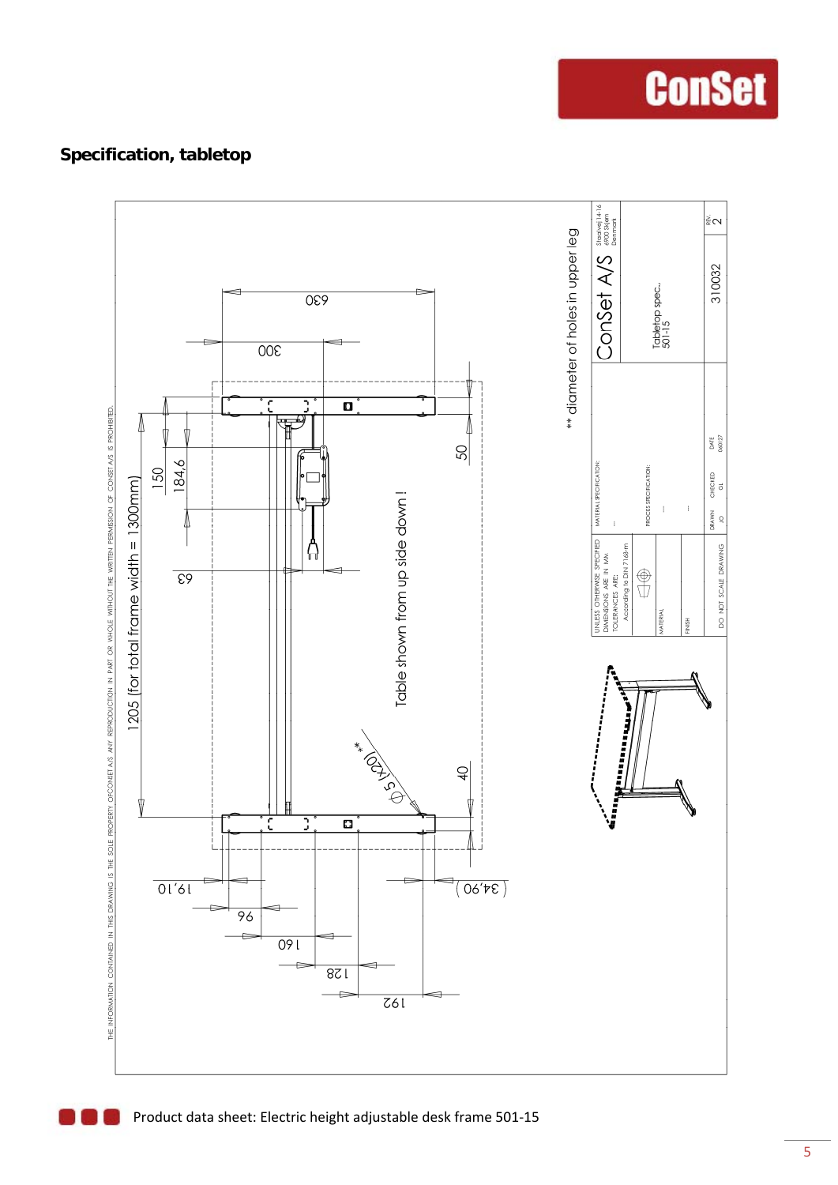## Specification, tabletop

1205 (for total frame width = 1300mm)

150

184,6

63

300

630

50

40

Table shown from up side down !

Ø 5 (x20) **

** diameter of holes in upper leg

19,10

96

160

128

192

(34,90)

| UNLESS OTHERWISE SPECIFIED DIMENSIONS ARE IN MM TOLERANCES ARE: According to DIN 7168-m | MATERIAL SPECIFICATION: | ConSet A/S | Stoelvej 14-16 6900 Skjern Denmark |
|---|---|---|---|
| MATERIAL | PROCES SPECIFICATION: | Tabletop spec., 501-15 | |
| FINISH | | | |
| DO NOT SCALE DRAWING | DRAWN JO / CHECKED GL / DATE 060127 | 310032 | REV. 2 |

THE INFORMATION CONTAINED IN THIS DRAWING IS THE SOLE PROPERTY OF CONSET A/S. ANY REPRODUCTION IN PART OR WHOLE WITHOUT THE WRITTEN PERMISSION OF CONSET A/S IS PROHIBITED.

Product data sheet: Electric height adjustable desk frame 501-15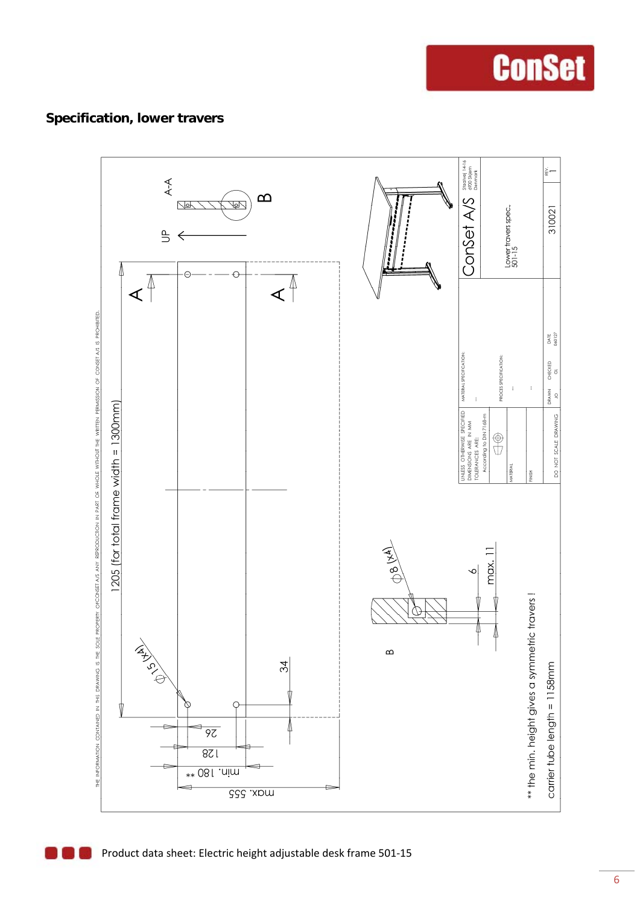## Specification, lower travers

THE INFORMATION CONTAINED IN THIS DRAWING IS THE SOLE PROPERTY OFCONSET A/S ANY REPRODUCTION IN PART OR WHOLE WITHOUT THE WRITTEN PERMISSION OF CONSET A/S IS PROHIBITED.

1205 (for total frame width = 1300mm)

A-A

UP

B

A

A

Ø15 (x4)

34

26

128

min. 180 **

max. 555

B

Ø8 (x4)

6

max. 11

** the min. height gives a symmetric travers !

carrier tube length = 1158mm

| | |
|---|---|
| UNLESS OTHERWISE SPECIFIED DIMENSIONS ARE IN MM TOLERANCES ARE: According to DIN 7168-m | MATERIAL SPECIFICATION: - |
| MATERIAL | PROCES SPECIFICATION: - |
| FINISH | - |
| DO NOT SCALE DRAWING | DRAWN JO / CHECKED GL / DATE 060127 |

ConSet A/S — Stratvej 14-16, 6900 Skjern, Denmark

Lower travers spec., 501-15

310021 — REV. 1

Product data sheet: Electric height adjustable desk frame 501-15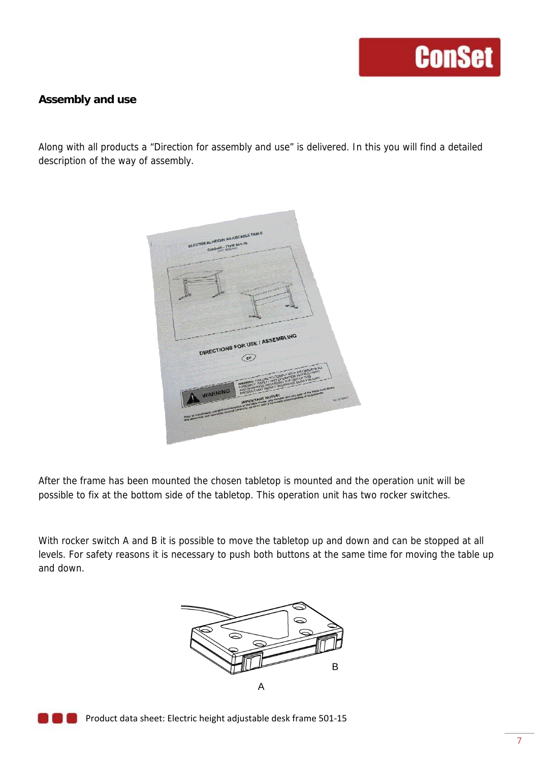## Assembly and use

Along with all products a “Direction for assembly and use” is delivered. In this you will find a detailed description of the way of assembly.

After the frame has been mounted the chosen tabletop is mounted and the operation unit will be possible to fix at the bottom side of the tabletop. This operation unit has two rocker switches.

With rocker switch A and B it is possible to move the tabletop up and down and can be stopped at all levels. For safety reasons it is necessary to push both buttons at the same time for moving the table up and down.

B

A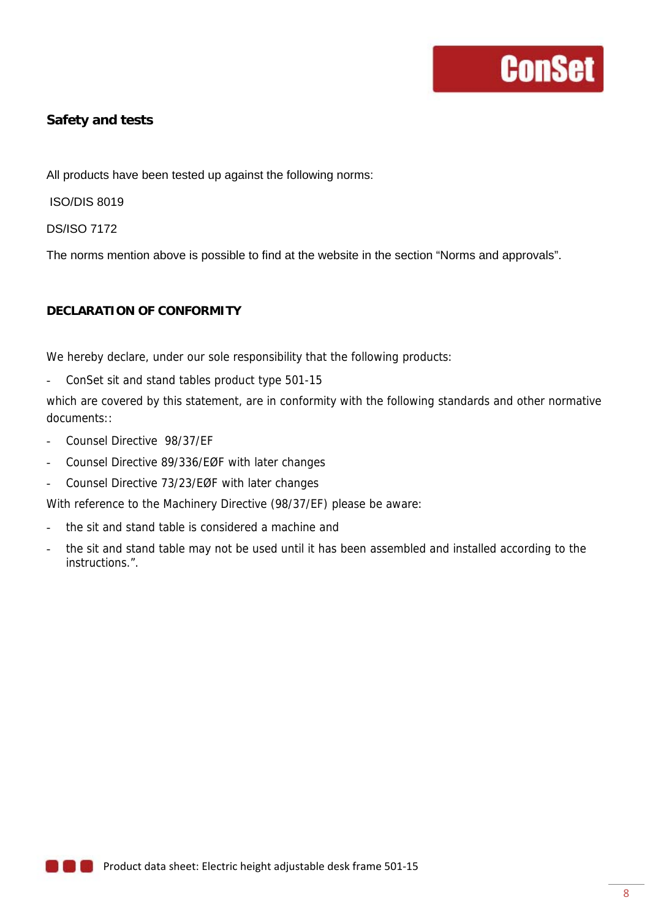## Safety and tests

All products have been tested up against the following norms:

ISO/DIS 8019

DS/ISO 7172

The norms mention above is possible to find at the website in the section “Norms and approvals”.

## DECLARATION OF CONFORMITY

We hereby declare, under our sole responsibility that the following products:

- ConSet sit and stand tables product type 501-15

which are covered by this statement, are in conformity with the following standards and other normative documents::

- Counsel Directive 98/37/EF
- Counsel Directive 89/336/EØF with later changes
- Counsel Directive 73/23/EØF with later changes

With reference to the Machinery Directive (98/37/EF) please be aware:

- the sit and stand table is considered a machine and
- the sit and stand table may not be used until it has been assembled and installed according to the instructions.”.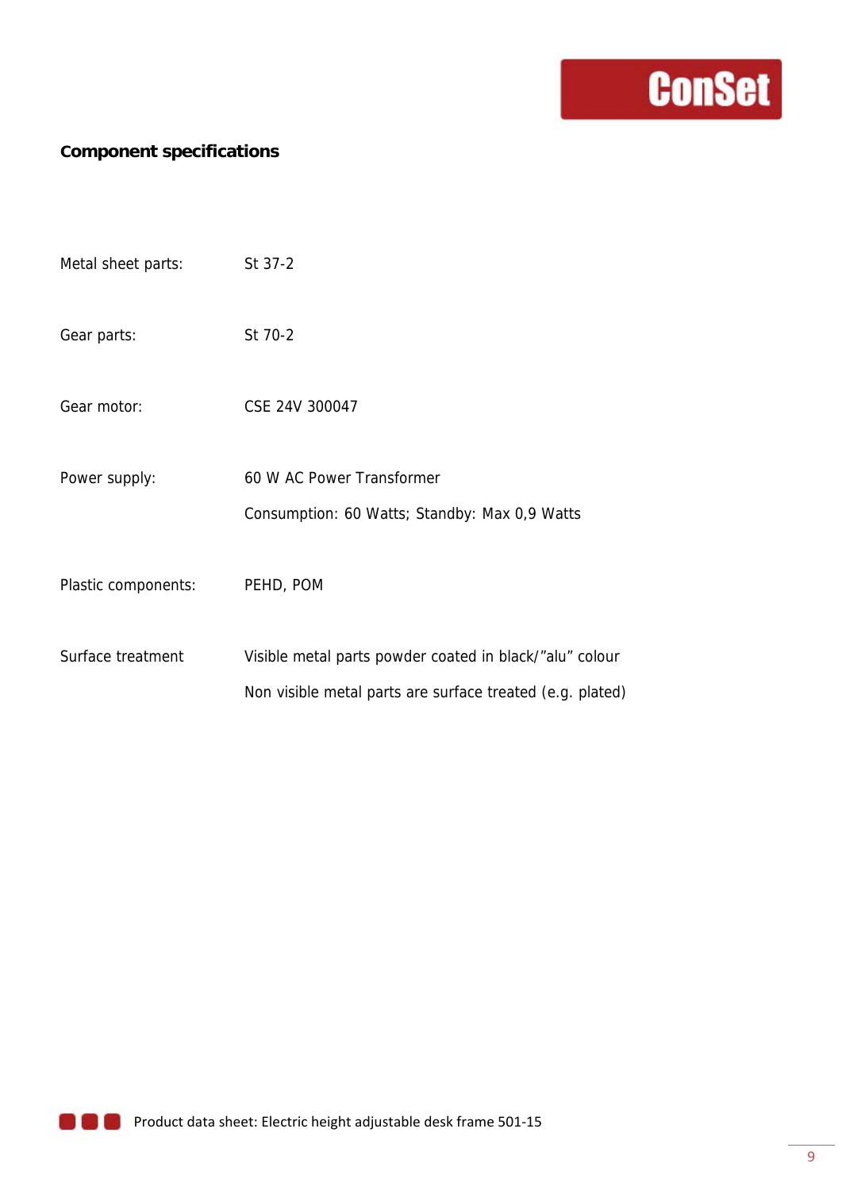## Component specifications

| | |
|---|---|
| Metal sheet parts: | St 37-2 |
| Gear parts: | St 70-2 |
| Gear motor: | CSE 24V 300047 |
| Power supply: | 60 W AC Power Transformer<br>Consumption: 60 Watts; Standby: Max 0,9 Watts |
| Plastic components: | PEHD, POM |
| Surface treatment | Visible metal parts powder coated in black/”alu” colour<br>Non visible metal parts are surface treated (e.g. plated) |